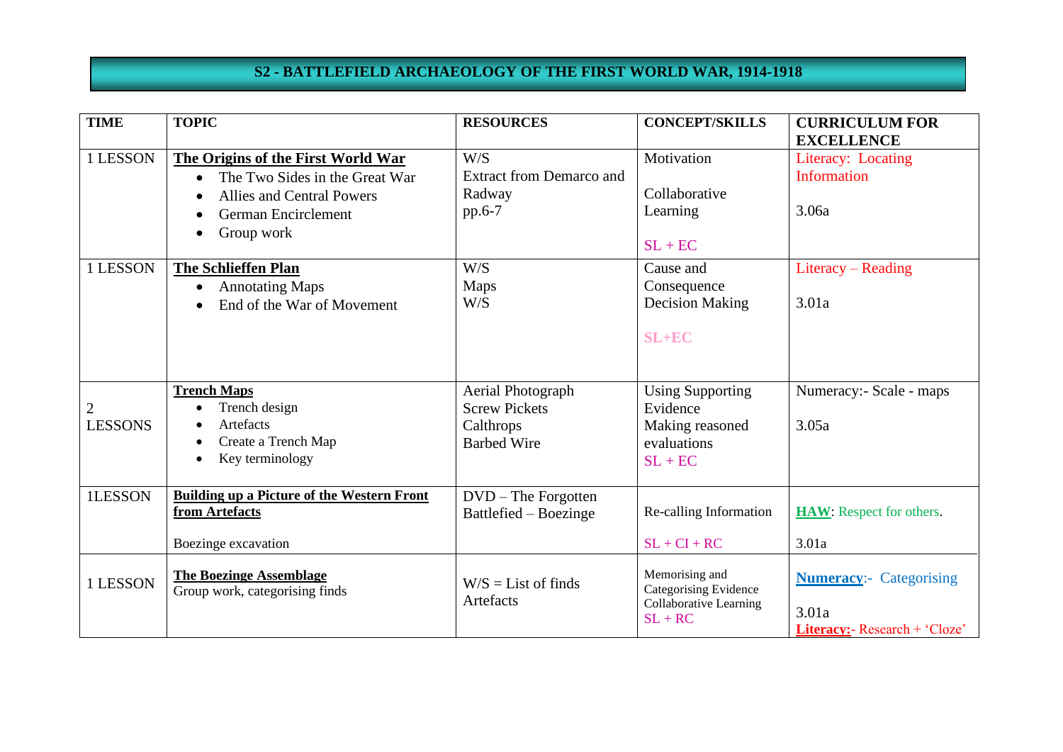# S2 - BATTLEFIELD ARCHAEOLOGY OF THE FIRST WORLD WAR, 1914-1918

| TIME | TOPIC | RESOURCES | CONCEPT/SKILLS | CURRICULUM FOR EXCELLENCE |
|---|---|---|---|---|
| 1 LESSON | **The Origins of the First World War**<br>• The Two Sides in the Great War<br>• Allies and Central Powers<br>• German Encirclement<br>• Group work | W/S<br>Extract from Demarco and Radway<br>pp.6-7 | Motivation<br><br>Collaborative Learning<br><br>SL + EC | Literacy: Locating Information<br><br>3.06a |
| 1 LESSON | **The Schlieffen Plan**<br>• Annotating Maps<br>• End of the War of Movement | W/S<br>Maps<br>W/S | Cause and Consequence<br>Decision Making<br><br>SL+EC | Literacy – Reading<br><br>3.01a |
| 2 LESSONS | **Trench Maps**<br>• Trench design<br>• Artefacts<br>• Create a Trench Map<br>• Key terminology | Aerial Photograph<br>Screw Pickets<br>Calthrops<br>Barbed Wire | Using Supporting Evidence<br>Making reasoned evaluations<br>SL + EC | Numeracy:- Scale - maps<br><br>3.05a |
| 1LESSON | **Building up a Picture of the Western Front from Artefacts**<br><br>Boezinge excavation | DVD – The Forgotten Battlefied – Boezinge | Re-calling Information<br><br>SL + CI + RC | **HAW**: Respect for others.<br><br>3.01a |
| 1 LESSON | **The Boezinge Assemblage**<br>Group work, categorising finds | W/S = List of finds<br>Artefacts | Memorising and Categorising Evidence<br>Collaborative Learning<br>SL + RC | **Numeracy**:- Categorising<br><br>3.01a<br>**Literacy:**- Research + 'Cloze' |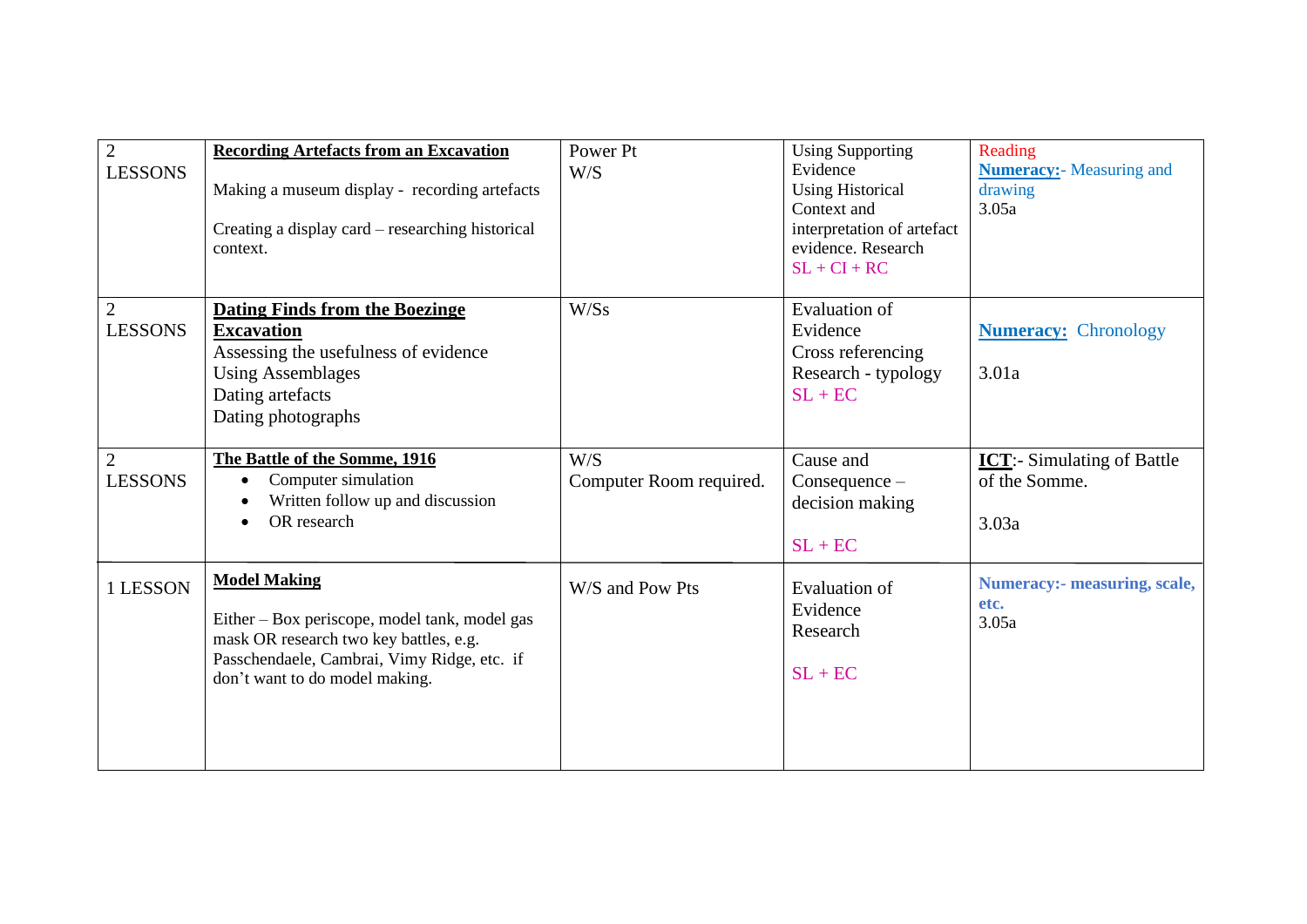| 2 LESSONS | **Recording Artefacts from an Excavation**<br><br>Making a museum display - recording artefacts<br><br>Creating a display card – researching historical context. | Power Pt<br>W/S | Using Supporting Evidence<br>Using Historical Context and interpretation of artefact evidence. Research<br>SL + CI + RC | Reading<br>**Numeracy:**- Measuring and drawing<br>3.05a |
|---|---|---|---|---|
| 2 LESSONS | **Dating Finds from the Boezinge Excavation**<br>Assessing the usefulness of evidence<br>Using Assemblages<br>Dating artefacts<br>Dating photographs | W/Ss | Evaluation of Evidence<br>Cross referencing<br>Research - typology<br>SL + EC | **Numeracy:** Chronology<br><br>3.01a |
| 2 LESSONS | **The Battle of the Somme, 1916**<br>• Computer simulation<br>• Written follow up and discussion<br>• OR research | W/S<br>Computer Room required. | Cause and Consequence – decision making<br><br>SL + EC | **ICT**:- Simulating of Battle of the Somme.<br><br>3.03a |
| 1 LESSON | **Model Making**<br><br>Either – Box periscope, model tank, model gas mask OR research two key battles, e.g. Passchendaele, Cambrai, Vimy Ridge, etc. if don't want to do model making. | W/S and Pow Pts | Evaluation of Evidence<br>Research<br><br>SL + EC | **Numeracy:- measuring, scale, etc.**<br>3.05a |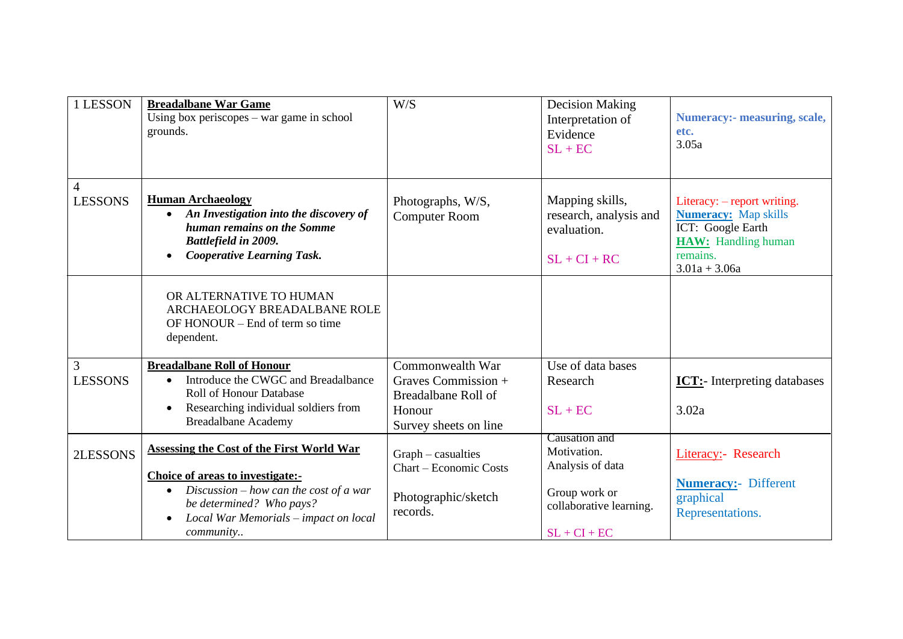| 1 LESSON | **Breadalbane War Game**<br>Using box periscopes – war game in school grounds. | W/S | Decision Making<br>Interpretation of Evidence<br>SL + EC | **Numeracy:- measuring, scale, etc.**<br>3.05a |
|---|---|---|---|---|
| 4 LESSONS | **Human Archaeology**<br>• ***An Investigation into the discovery of human remains on the Somme Battlefield in 2009.***<br>• ***Cooperative Learning Task.*** | Photographs, W/S, Computer Room | Mapping skills, research, analysis and evaluation.<br><br>SL + CI + RC | Literacy: – report writing.<br>**Numeracy:** Map skills<br>ICT: Google Earth<br>**HAW:** Handling human remains.<br>3.01a + 3.06a |
| | OR ALTERNATIVE TO HUMAN ARCHAEOLOGY BREADALBANE ROLE OF HONOUR – End of term so time dependent. | | | |
| 3 LESSONS | **Breadalbane Roll of Honour**<br>• Introduce the CWGC and Breadalbane Roll of Honour Database<br>• Researching individual soldiers from Breadalbane Academy | Commonwealth War Graves Commission + Breadalbane Roll of Honour<br>Survey sheets on line | Use of data bases<br>Research<br><br>SL + EC | **ICT:**- Interpreting databases<br><br>3.02a |
| 2LESSONS | **Assessing the Cost of the First World War**<br><br>**Choice of areas to investigate:-**<br>• *Discussion – how can the cost of a war be determined? Who pays?*<br>• *Local War Memorials – impact on local community..* | Graph – casualties<br>Chart – Economic Costs<br><br>Photographic/sketch records. | Causation and Motivation.<br>Analysis of data<br><br>Group work or collaborative learning.<br><br>SL + CI + EC | Literacy:- Research<br><br>**Numeracy:**- Different graphical Representations. |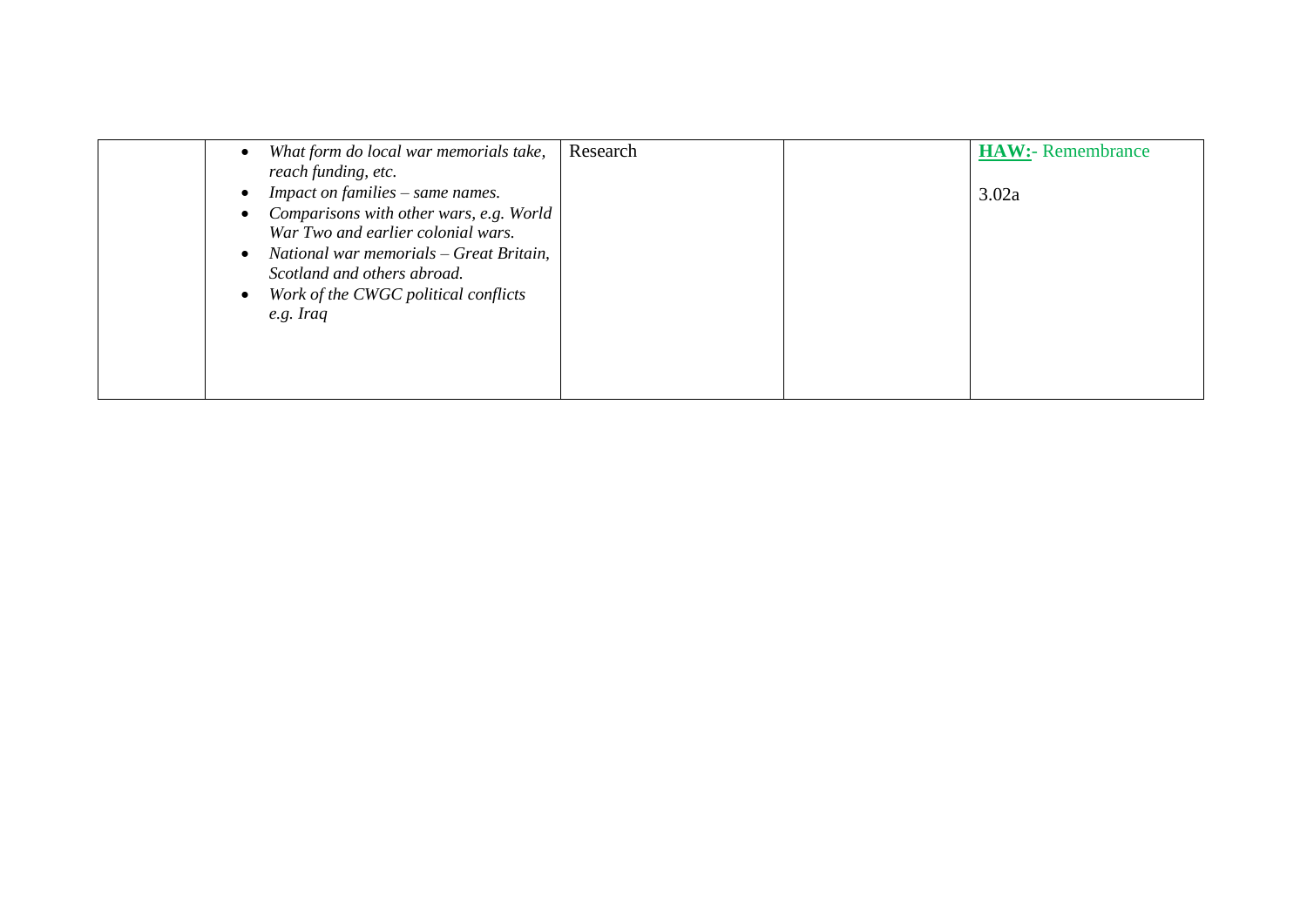| | | | | |
|---|---|---|---|---|
| | <ul><li>*What form do local war memorials take, reach funding, etc.*</li><li>*Impact on families – same names.*</li><li>*Comparisons with other wars, e.g. World War Two and earlier colonial wars.*</li><li>*National war memorials – Great Britain, Scotland and others abroad.*</li><li>*Work of the CWGC political conflicts e.g. Iraq*</li></ul> | Research | | **HAW:**- Remembrance<br><br>3.02a |